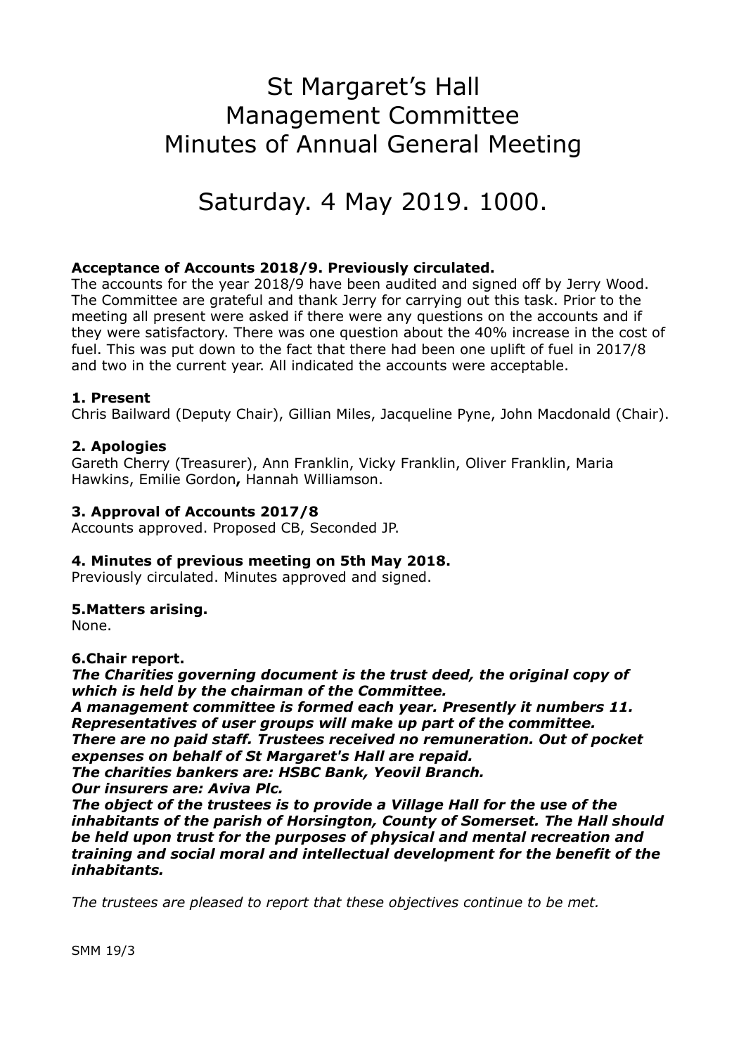# St Margaret's Hall
# Management Committee
# Minutes of Annual General Meeting

## Saturday. 4 May 2019. 1000.

**Acceptance of Accounts 2018/9. Previously circulated.**
The accounts for the year 2018/9 have been audited and signed off by Jerry Wood. The Committee are grateful and thank Jerry for carrying out this task. Prior to the meeting all present were asked if there were any questions on the accounts and if they were satisfactory. There was one question about the 40% increase in the cost of fuel. This was put down to the fact that there had been one uplift of fuel in 2017/8 and two in the current year. All indicated the accounts were acceptable.

**1. Present**
Chris Bailward (Deputy Chair), Gillian Miles, Jacqueline Pyne, John Macdonald (Chair).

**2. Apologies**
Gareth Cherry (Treasurer), Ann Franklin, Vicky Franklin, Oliver Franklin, Maria Hawkins, Emilie Gordon**,** Hannah Williamson.

**3. Approval of Accounts 2017/8**
Accounts approved. Proposed CB, Seconded JP.

**4. Minutes of previous meeting on 5th May 2018.**
Previously circulated. Minutes approved and signed.

**5.Matters arising.**
None.

**6.Chair report.**
***The Charities governing document is the trust deed, the original copy of which is held by the chairman of the Committee.***
***A management committee is formed each year. Presently it numbers 11. Representatives of user groups will make up part of the committee.***
***There are no paid staff. Trustees received no remuneration. Out of pocket expenses on behalf of St Margaret's Hall are repaid.***
***The charities bankers are: HSBC Bank, Yeovil Branch.***
***Our insurers are: Aviva Plc.***
***The object of the trustees is to provide a Village Hall for the use of the inhabitants of the parish of Horsington, County of Somerset. The Hall should be held upon trust for the purposes of physical and mental recreation and training and social moral and intellectual development for the benefit of the inhabitants.***

*The trustees are pleased to report that these objectives continue to be met.*

SMM 19/3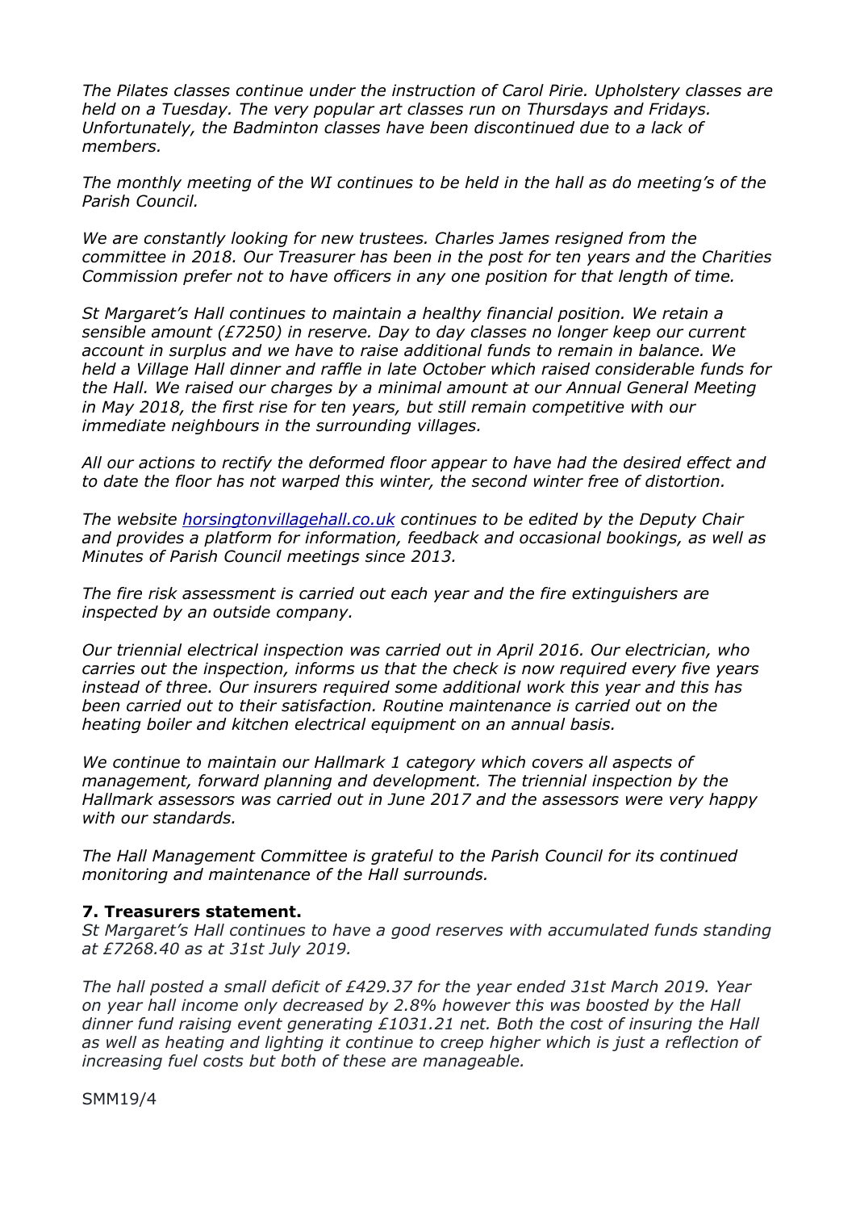*The Pilates classes continue under the instruction of Carol Pirie. Upholstery classes are held on a Tuesday. The very popular art classes run on Thursdays and Fridays. Unfortunately, the Badminton classes have been discontinued due to a lack of members.*

*The monthly meeting of the WI continues to be held in the hall as do meeting's of the Parish Council.*

*We are constantly looking for new trustees. Charles James resigned from the committee in 2018. Our Treasurer has been in the post for ten years and the Charities Commission prefer not to have officers in any one position for that length of time.*

*St Margaret's Hall continues to maintain a healthy financial position. We retain a sensible amount (£7250) in reserve. Day to day classes no longer keep our current account in surplus and we have to raise additional funds to remain in balance. We held a Village Hall dinner and raffle in late October which raised considerable funds for the Hall. We raised our charges by a minimal amount at our Annual General Meeting in May 2018, the first rise for ten years, but still remain competitive with our immediate neighbours in the surrounding villages.*

*All our actions to rectify the deformed floor appear to have had the desired effect and to date the floor has not warped this winter, the second winter free of distortion.*

*The website [horsingtonvillagehall.co.uk](horsingtonvillagehall.co.uk) continues to be edited by the Deputy Chair and provides a platform for information, feedback and occasional bookings, as well as Minutes of Parish Council meetings since 2013.*

*The fire risk assessment is carried out each year and the fire extinguishers are inspected by an outside company.*

*Our triennial electrical inspection was carried out in April 2016. Our electrician, who carries out the inspection, informs us that the check is now required every five years instead of three. Our insurers required some additional work this year and this has been carried out to their satisfaction. Routine maintenance is carried out on the heating boiler and kitchen electrical equipment on an annual basis.*

*We continue to maintain our Hallmark 1 category which covers all aspects of management, forward planning and development. The triennial inspection by the Hallmark assessors was carried out in June 2017 and the assessors were very happy with our standards.*

*The Hall Management Committee is grateful to the Parish Council for its continued monitoring and maintenance of the Hall surrounds.*

**7. Treasurers statement.**

*St Margaret's Hall continues to have a good reserves with accumulated funds standing at £7268.40 as at 31st July 2019.*

*The hall posted a small deficit of £429.37 for the year ended 31st March 2019. Year on year hall income only decreased by 2.8% however this was boosted by the Hall dinner fund raising event generating £1031.21 net. Both the cost of insuring the Hall as well as heating and lighting it continue to creep higher which is just a reflection of increasing fuel costs but both of these are manageable.*

SMM19/4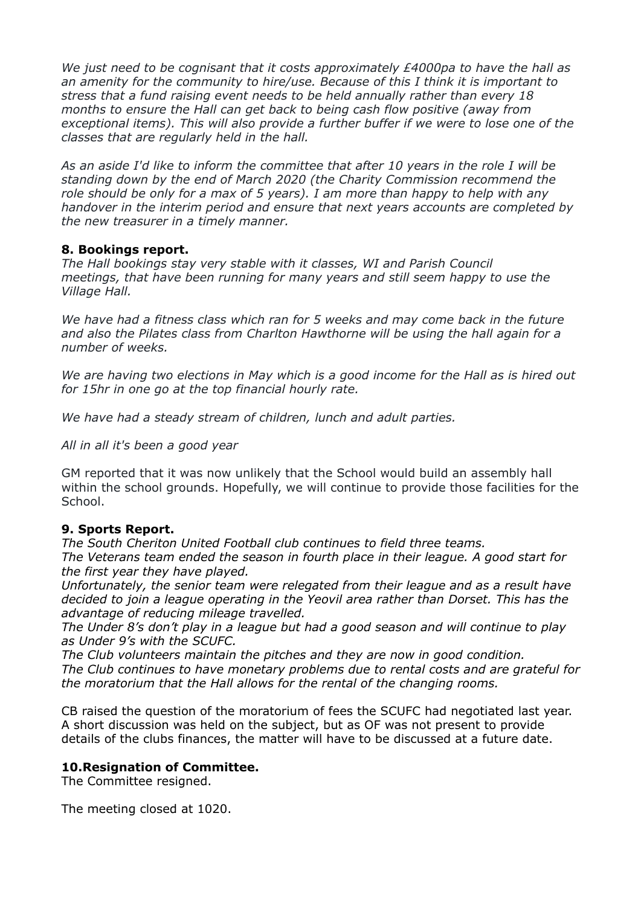*We just need to be cognisant that it costs approximately £4000pa to have the hall as an amenity for the community to hire/use. Because of this I think it is important to stress that a fund raising event needs to be held annually rather than every 18 months to ensure the Hall can get back to being cash flow positive (away from exceptional items). This will also provide a further buffer if we were to lose one of the classes that are regularly held in the hall.*

*As an aside I'd like to inform the committee that after 10 years in the role I will be standing down by the end of March 2020 (the Charity Commission recommend the role should be only for a max of 5 years). I am more than happy to help with any handover in the interim period and ensure that next years accounts are completed by the new treasurer in a timely manner.*

**8. Bookings report.**

*The Hall bookings stay very stable with it classes, WI and Parish Council meetings, that have been running for many years and still seem happy to use the Village Hall.*

*We have had a fitness class which ran for 5 weeks and may come back in the future and also the Pilates class from Charlton Hawthorne will be using the hall again for a number of weeks.*

*We are having two elections in May which is a good income for the Hall as is hired out for 15hr in one go at the top financial hourly rate.*

*We have had a steady stream of children, lunch and adult parties.*

*All in all it's been a good year*

GM reported that it was now unlikely that the School would build an assembly hall within the school grounds. Hopefully, we will continue to provide those facilities for the School.

**9. Sports Report.**

*The South Cheriton United Football club continues to field three teams.*
*The Veterans team ended the season in fourth place in their league. A good start for the first year they have played.*
*Unfortunately, the senior team were relegated from their league and as a result have decided to join a league operating in the Yeovil area rather than Dorset. This has the advantage of reducing mileage travelled.*
*The Under 8's don't play in a league but had a good season and will continue to play as Under 9's with the SCUFC.*
*The Club volunteers maintain the pitches and they are now in good condition.*
*The Club continues to have monetary problems due to rental costs and are grateful for the moratorium that the Hall allows for the rental of the changing rooms.*

CB raised the question of the moratorium of fees the SCUFC had negotiated last year. A short discussion was held on the subject, but as OF was not present to provide details of the clubs finances, the matter will have to be discussed at a future date.

**10.Resignation of Committee.**

The Committee resigned.

The meeting closed at 1020.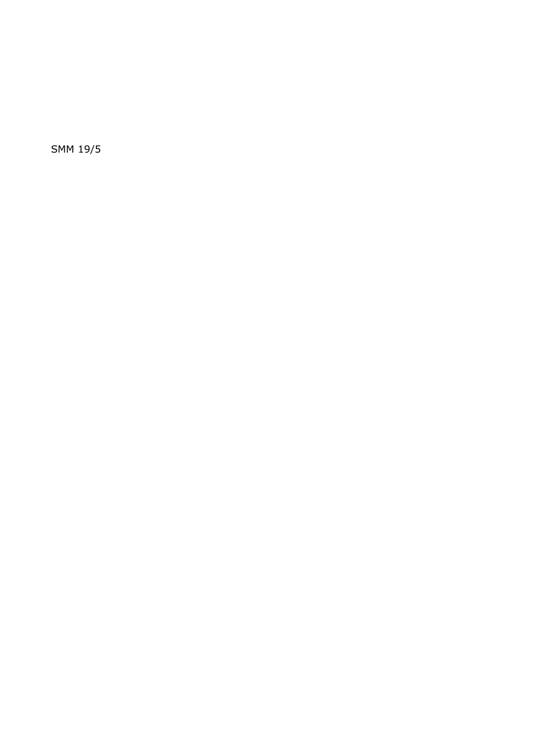SMM 19/5